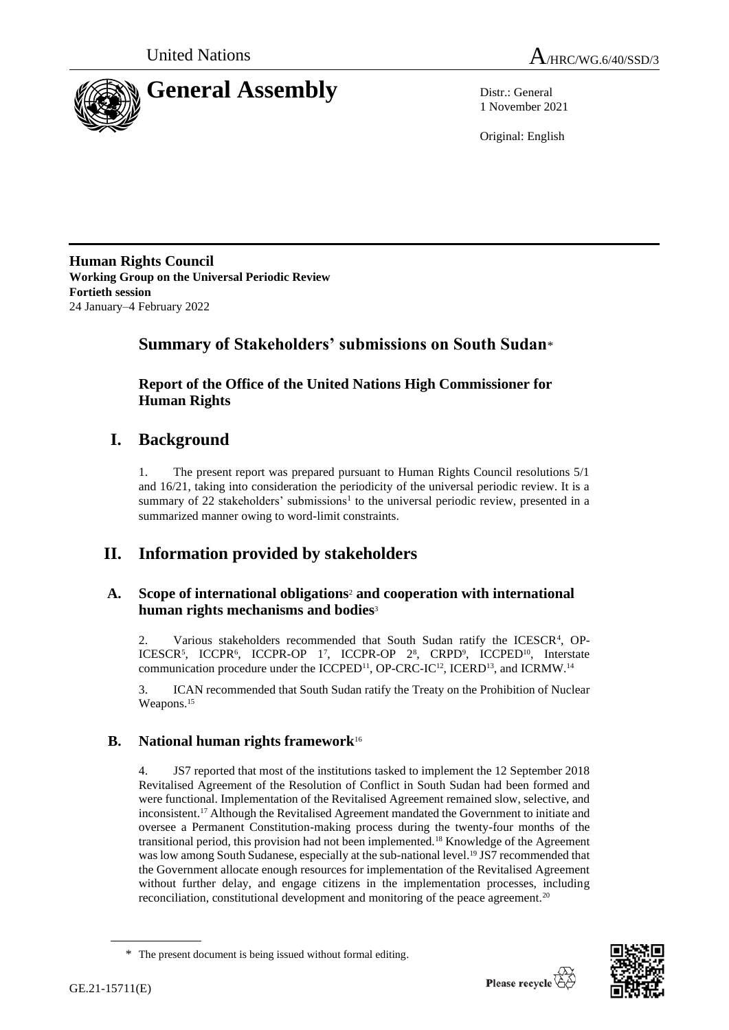United Nations A/HRC/WG.6/40/SSD/3

# General Assembly

Distr.: General
1 November 2021

Original: English

**Human Rights Council**
**Working Group on the Universal Periodic Review**
**Fortieth session**
24 January–4 February 2022

## Summary of Stakeholders' submissions on South Sudan*

### Report of the Office of the United Nations High Commissioner for Human Rights

## I. Background

1. The present report was prepared pursuant to Human Rights Council resolutions 5/1 and 16/21, taking into consideration the periodicity of the universal periodic review. It is a summary of 22 stakeholders' submissions[1] to the universal periodic review, presented in a summarized manner owing to word-limit constraints.

## II. Information provided by stakeholders

### A. Scope of international obligations[2] and cooperation with international human rights mechanisms and bodies[3]

2. Various stakeholders recommended that South Sudan ratify the ICESCR[4], OP-ICESCR[5], ICCPR[6], ICCPR-OP 1[7], ICCPR-OP 2[8], CRPD[9], ICCPED[10], Interstate communication procedure under the ICCPED[11], OP-CRC-IC[12], ICERD[13], and ICRMW.[14]

3. ICAN recommended that South Sudan ratify the Treaty on the Prohibition of Nuclear Weapons.[15]

### B. National human rights framework[16]

4. JS7 reported that most of the institutions tasked to implement the 12 September 2018 Revitalised Agreement of the Resolution of Conflict in South Sudan had been formed and were functional. Implementation of the Revitalised Agreement remained slow, selective, and inconsistent.[17] Although the Revitalised Agreement mandated the Government to initiate and oversee a Permanent Constitution-making process during the twenty-four months of the transitional period, this provision had not been implemented.[18] Knowledge of the Agreement was low among South Sudanese, especially at the sub-national level.[19] JS7 recommended that the Government allocate enough resources for implementation of the Revitalised Agreement without further delay, and engage citizens in the implementation processes, including reconciliation, constitutional development and monitoring of the peace agreement.[20]

\* The present document is being issued without formal editing.

GE.21-15711(E)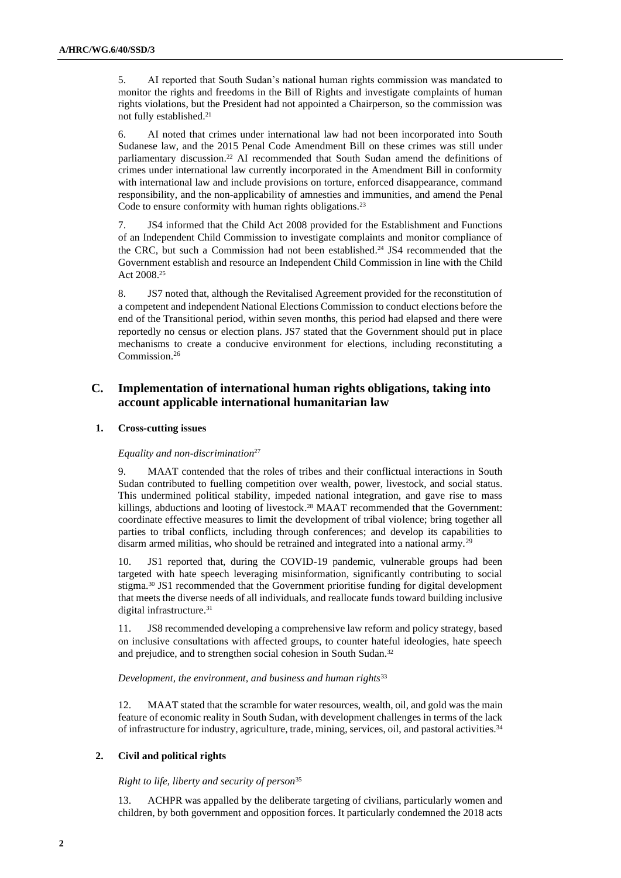5. AI reported that South Sudan's national human rights commission was mandated to monitor the rights and freedoms in the Bill of Rights and investigate complaints of human rights violations, but the President had not appointed a Chairperson, so the commission was not fully established.[21]

6. AI noted that crimes under international law had not been incorporated into South Sudanese law, and the 2015 Penal Code Amendment Bill on these crimes was still under parliamentary discussion.[22] AI recommended that South Sudan amend the definitions of crimes under international law currently incorporated in the Amendment Bill in conformity with international law and include provisions on torture, enforced disappearance, command responsibility, and the non-applicability of amnesties and immunities, and amend the Penal Code to ensure conformity with human rights obligations.[23]

7. JS4 informed that the Child Act 2008 provided for the Establishment and Functions of an Independent Child Commission to investigate complaints and monitor compliance of the CRC, but such a Commission had not been established.[24] JS4 recommended that the Government establish and resource an Independent Child Commission in line with the Child Act 2008.[25]

8. JS7 noted that, although the Revitalised Agreement provided for the reconstitution of a competent and independent National Elections Commission to conduct elections before the end of the Transitional period, within seven months, this period had elapsed and there were reportedly no census or election plans. JS7 stated that the Government should put in place mechanisms to create a conducive environment for elections, including reconstituting a Commission.[26]

## C. Implementation of international human rights obligations, taking into account applicable international humanitarian law

### 1. Cross-cutting issues

*Equality and non-discrimination*[27]

9. MAAT contended that the roles of tribes and their conflictual interactions in South Sudan contributed to fuelling competition over wealth, power, livestock, and social status. This undermined political stability, impeded national integration, and gave rise to mass killings, abductions and looting of livestock.[28] MAAT recommended that the Government: coordinate effective measures to limit the development of tribal violence; bring together all parties to tribal conflicts, including through conferences; and develop its capabilities to disarm armed militias, who should be retrained and integrated into a national army.[29]

10. JS1 reported that, during the COVID-19 pandemic, vulnerable groups had been targeted with hate speech leveraging misinformation, significantly contributing to social stigma.[30] JS1 recommended that the Government prioritise funding for digital development that meets the diverse needs of all individuals, and reallocate funds toward building inclusive digital infrastructure.[31]

11. JS8 recommended developing a comprehensive law reform and policy strategy, based on inclusive consultations with affected groups, to counter hateful ideologies, hate speech and prejudice, and to strengthen social cohesion in South Sudan.[32]

*Development, the environment, and business and human rights*[33]

12. MAAT stated that the scramble for water resources, wealth, oil, and gold was the main feature of economic reality in South Sudan, with development challenges in terms of the lack of infrastructure for industry, agriculture, trade, mining, services, oil, and pastoral activities.[34]

### 2. Civil and political rights

*Right to life, liberty and security of person*[35]

13. ACHPR was appalled by the deliberate targeting of civilians, particularly women and children, by both government and opposition forces. It particularly condemned the 2018 acts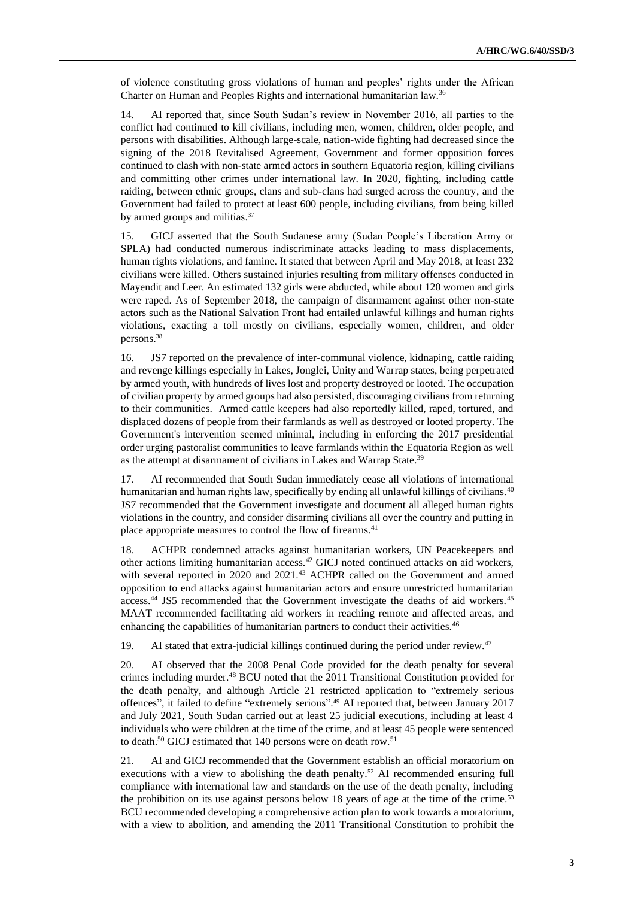of violence constituting gross violations of human and peoples' rights under the African Charter on Human and Peoples Rights and international humanitarian law.[36]

14. AI reported that, since South Sudan's review in November 2016, all parties to the conflict had continued to kill civilians, including men, women, children, older people, and persons with disabilities. Although large-scale, nation-wide fighting had decreased since the signing of the 2018 Revitalised Agreement, Government and former opposition forces continued to clash with non-state armed actors in southern Equatoria region, killing civilians and committing other crimes under international law. In 2020, fighting, including cattle raiding, between ethnic groups, clans and sub-clans had surged across the country, and the Government had failed to protect at least 600 people, including civilians, from being killed by armed groups and militias.[37]

15. GICJ asserted that the South Sudanese army (Sudan People's Liberation Army or SPLA) had conducted numerous indiscriminate attacks leading to mass displacements, human rights violations, and famine. It stated that between April and May 2018, at least 232 civilians were killed. Others sustained injuries resulting from military offenses conducted in Mayendit and Leer. An estimated 132 girls were abducted, while about 120 women and girls were raped. As of September 2018, the campaign of disarmament against other non-state actors such as the National Salvation Front had entailed unlawful killings and human rights violations, exacting a toll mostly on civilians, especially women, children, and older persons.[38]

16. JS7 reported on the prevalence of inter-communal violence, kidnaping, cattle raiding and revenge killings especially in Lakes, Jonglei, Unity and Warrap states, being perpetrated by armed youth, with hundreds of lives lost and property destroyed or looted. The occupation of civilian property by armed groups had also persisted, discouraging civilians from returning to their communities. Armed cattle keepers had also reportedly killed, raped, tortured, and displaced dozens of people from their farmlands as well as destroyed or looted property. The Government's intervention seemed minimal, including in enforcing the 2017 presidential order urging pastoralist communities to leave farmlands within the Equatoria Region as well as the attempt at disarmament of civilians in Lakes and Warrap State.[39]

17. AI recommended that South Sudan immediately cease all violations of international humanitarian and human rights law, specifically by ending all unlawful killings of civilians.[40] JS7 recommended that the Government investigate and document all alleged human rights violations in the country, and consider disarming civilians all over the country and putting in place appropriate measures to control the flow of firearms.[41]

18. ACHPR condemned attacks against humanitarian workers, UN Peacekeepers and other actions limiting humanitarian access.[42] GICJ noted continued attacks on aid workers, with several reported in 2020 and 2021.[43] ACHPR called on the Government and armed opposition to end attacks against humanitarian actors and ensure unrestricted humanitarian access.[44] JS5 recommended that the Government investigate the deaths of aid workers.[45] MAAT recommended facilitating aid workers in reaching remote and affected areas, and enhancing the capabilities of humanitarian partners to conduct their activities.[46]

19. AI stated that extra-judicial killings continued during the period under review.[47]

20. AI observed that the 2008 Penal Code provided for the death penalty for several crimes including murder.[48] BCU noted that the 2011 Transitional Constitution provided for the death penalty, and although Article 21 restricted application to "extremely serious offences", it failed to define "extremely serious".[49] AI reported that, between January 2017 and July 2021, South Sudan carried out at least 25 judicial executions, including at least 4 individuals who were children at the time of the crime, and at least 45 people were sentenced to death.[50] GICJ estimated that 140 persons were on death row.[51]

21. AI and GICJ recommended that the Government establish an official moratorium on executions with a view to abolishing the death penalty.[52] AI recommended ensuring full compliance with international law and standards on the use of the death penalty, including the prohibition on its use against persons below 18 years of age at the time of the crime.[53] BCU recommended developing a comprehensive action plan to work towards a moratorium, with a view to abolition, and amending the 2011 Transitional Constitution to prohibit the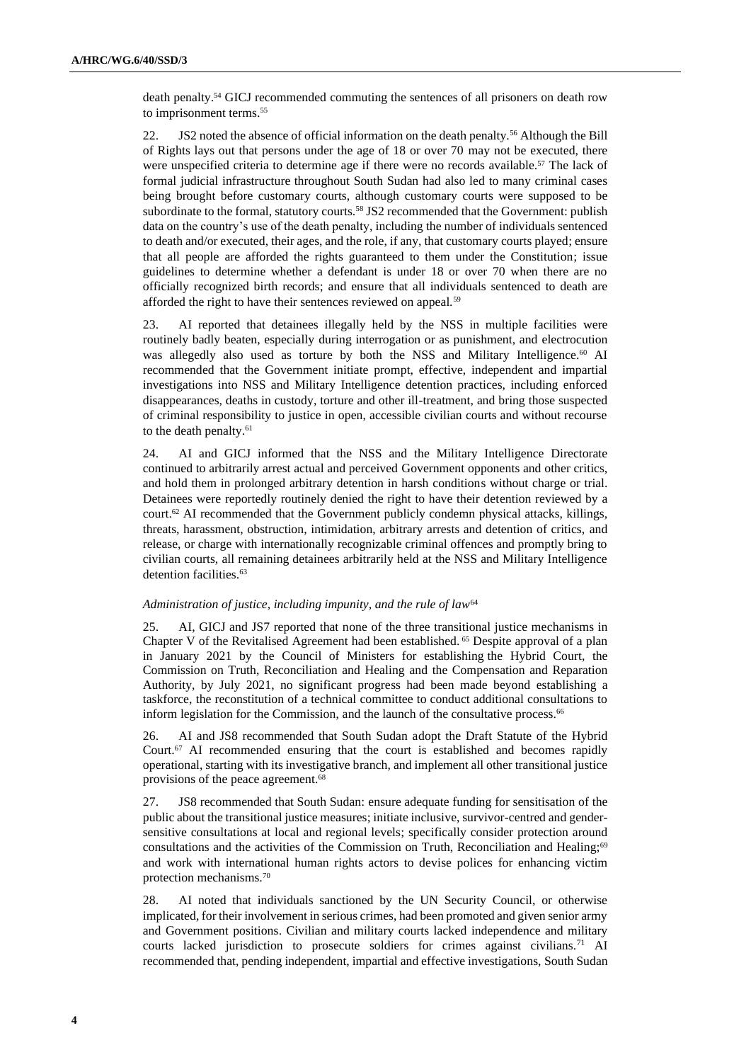death penalty.[54] GICJ recommended commuting the sentences of all prisoners on death row to imprisonment terms.[55]

22. JS2 noted the absence of official information on the death penalty.[56] Although the Bill of Rights lays out that persons under the age of 18 or over 70 may not be executed, there were unspecified criteria to determine age if there were no records available.[57] The lack of formal judicial infrastructure throughout South Sudan had also led to many criminal cases being brought before customary courts, although customary courts were supposed to be subordinate to the formal, statutory courts.[58] JS2 recommended that the Government: publish data on the country's use of the death penalty, including the number of individuals sentenced to death and/or executed, their ages, and the role, if any, that customary courts played; ensure that all people are afforded the rights guaranteed to them under the Constitution; issue guidelines to determine whether a defendant is under 18 or over 70 when there are no officially recognized birth records; and ensure that all individuals sentenced to death are afforded the right to have their sentences reviewed on appeal.[59]

23. AI reported that detainees illegally held by the NSS in multiple facilities were routinely badly beaten, especially during interrogation or as punishment, and electrocution was allegedly also used as torture by both the NSS and Military Intelligence.[60] AI recommended that the Government initiate prompt, effective, independent and impartial investigations into NSS and Military Intelligence detention practices, including enforced disappearances, deaths in custody, torture and other ill-treatment, and bring those suspected of criminal responsibility to justice in open, accessible civilian courts and without recourse to the death penalty.[61]

24. AI and GICJ informed that the NSS and the Military Intelligence Directorate continued to arbitrarily arrest actual and perceived Government opponents and other critics, and hold them in prolonged arbitrary detention in harsh conditions without charge or trial. Detainees were reportedly routinely denied the right to have their detention reviewed by a court.[62] AI recommended that the Government publicly condemn physical attacks, killings, threats, harassment, obstruction, intimidation, arbitrary arrests and detention of critics, and release, or charge with internationally recognizable criminal offences and promptly bring to civilian courts, all remaining detainees arbitrarily held at the NSS and Military Intelligence detention facilities.[63]

*Administration of justice, including impunity, and the rule of law*[64]

25. AI, GICJ and JS7 reported that none of the three transitional justice mechanisms in Chapter V of the Revitalised Agreement had been established. [65] Despite approval of a plan in January 2021 by the Council of Ministers for establishing the Hybrid Court, the Commission on Truth, Reconciliation and Healing and the Compensation and Reparation Authority, by July 2021, no significant progress had been made beyond establishing a taskforce, the reconstitution of a technical committee to conduct additional consultations to inform legislation for the Commission, and the launch of the consultative process.[66]

26. AI and JS8 recommended that South Sudan adopt the Draft Statute of the Hybrid Court.[67] AI recommended ensuring that the court is established and becomes rapidly operational, starting with its investigative branch, and implement all other transitional justice provisions of the peace agreement.[68]

27. JS8 recommended that South Sudan: ensure adequate funding for sensitisation of the public about the transitional justice measures; initiate inclusive, survivor-centred and gender-sensitive consultations at local and regional levels; specifically consider protection around consultations and the activities of the Commission on Truth, Reconciliation and Healing;[69] and work with international human rights actors to devise polices for enhancing victim protection mechanisms.[70]

28. AI noted that individuals sanctioned by the UN Security Council, or otherwise implicated, for their involvement in serious crimes, had been promoted and given senior army and Government positions. Civilian and military courts lacked independence and military courts lacked jurisdiction to prosecute soldiers for crimes against civilians.[71] AI recommended that, pending independent, impartial and effective investigations, South Sudan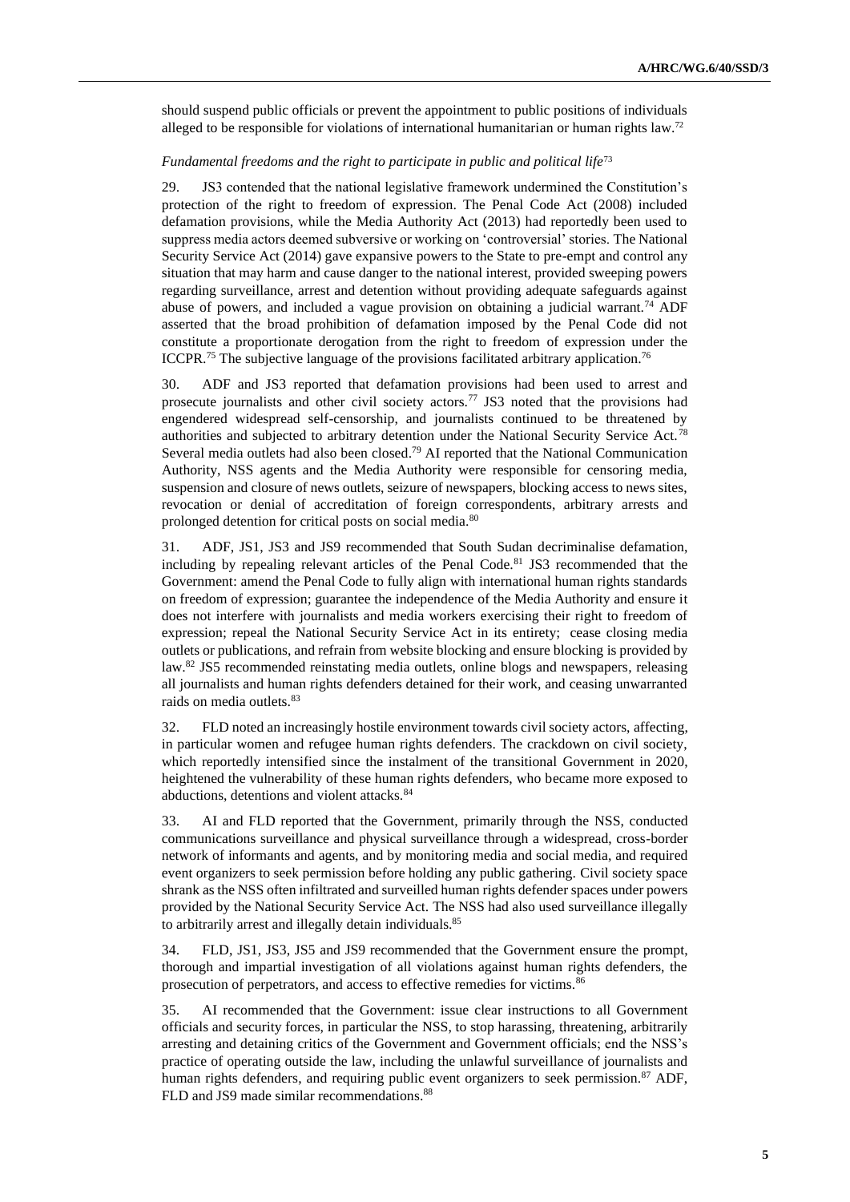should suspend public officials or prevent the appointment to public positions of individuals alleged to be responsible for violations of international humanitarian or human rights law.[72]

*Fundamental freedoms and the right to participate in public and political life*[73]

29. JS3 contended that the national legislative framework undermined the Constitution's protection of the right to freedom of expression. The Penal Code Act (2008) included defamation provisions, while the Media Authority Act (2013) had reportedly been used to suppress media actors deemed subversive or working on 'controversial' stories. The National Security Service Act (2014) gave expansive powers to the State to pre-empt and control any situation that may harm and cause danger to the national interest, provided sweeping powers regarding surveillance, arrest and detention without providing adequate safeguards against abuse of powers, and included a vague provision on obtaining a judicial warrant.[74] ADF asserted that the broad prohibition of defamation imposed by the Penal Code did not constitute a proportionate derogation from the right to freedom of expression under the ICCPR.[75] The subjective language of the provisions facilitated arbitrary application.[76]

30. ADF and JS3 reported that defamation provisions had been used to arrest and prosecute journalists and other civil society actors.[77] JS3 noted that the provisions had engendered widespread self-censorship, and journalists continued to be threatened by authorities and subjected to arbitrary detention under the National Security Service Act.[78] Several media outlets had also been closed.[79] AI reported that the National Communication Authority, NSS agents and the Media Authority were responsible for censoring media, suspension and closure of news outlets, seizure of newspapers, blocking access to news sites, revocation or denial of accreditation of foreign correspondents, arbitrary arrests and prolonged detention for critical posts on social media.[80]

31. ADF, JS1, JS3 and JS9 recommended that South Sudan decriminalise defamation, including by repealing relevant articles of the Penal Code.[81] JS3 recommended that the Government: amend the Penal Code to fully align with international human rights standards on freedom of expression; guarantee the independence of the Media Authority and ensure it does not interfere with journalists and media workers exercising their right to freedom of expression; repeal the National Security Service Act in its entirety; cease closing media outlets or publications, and refrain from website blocking and ensure blocking is provided by law.[82] JS5 recommended reinstating media outlets, online blogs and newspapers, releasing all journalists and human rights defenders detained for their work, and ceasing unwarranted raids on media outlets.[83]

32. FLD noted an increasingly hostile environment towards civil society actors, affecting, in particular women and refugee human rights defenders. The crackdown on civil society, which reportedly intensified since the instalment of the transitional Government in 2020, heightened the vulnerability of these human rights defenders, who became more exposed to abductions, detentions and violent attacks.[84]

33. AI and FLD reported that the Government, primarily through the NSS, conducted communications surveillance and physical surveillance through a widespread, cross-border network of informants and agents, and by monitoring media and social media, and required event organizers to seek permission before holding any public gathering. Civil society space shrank as the NSS often infiltrated and surveilled human rights defender spaces under powers provided by the National Security Service Act. The NSS had also used surveillance illegally to arbitrarily arrest and illegally detain individuals.[85]

34. FLD, JS1, JS3, JS5 and JS9 recommended that the Government ensure the prompt, thorough and impartial investigation of all violations against human rights defenders, the prosecution of perpetrators, and access to effective remedies for victims.[86]

35. AI recommended that the Government: issue clear instructions to all Government officials and security forces, in particular the NSS, to stop harassing, threatening, arbitrarily arresting and detaining critics of the Government and Government officials; end the NSS's practice of operating outside the law, including the unlawful surveillance of journalists and human rights defenders, and requiring public event organizers to seek permission.[87] ADF, FLD and JS9 made similar recommendations.[88]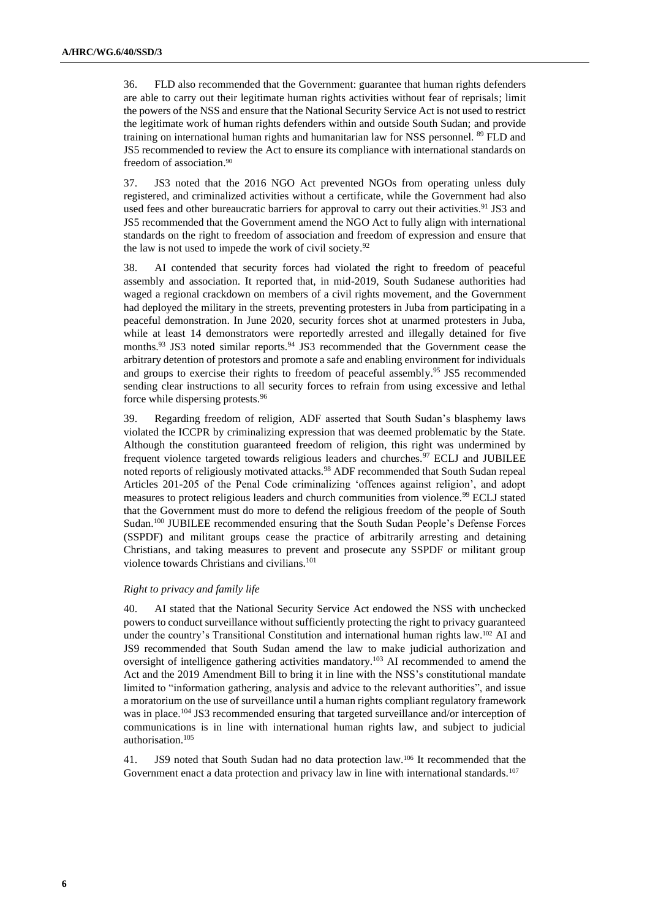36. FLD also recommended that the Government: guarantee that human rights defenders are able to carry out their legitimate human rights activities without fear of reprisals; limit the powers of the NSS and ensure that the National Security Service Act is not used to restrict the legitimate work of human rights defenders within and outside South Sudan; and provide training on international human rights and humanitarian law for NSS personnel. [89] FLD and JS5 recommended to review the Act to ensure its compliance with international standards on freedom of association.[90]

37. JS3 noted that the 2016 NGO Act prevented NGOs from operating unless duly registered, and criminalized activities without a certificate, while the Government had also used fees and other bureaucratic barriers for approval to carry out their activities.[91] JS3 and JS5 recommended that the Government amend the NGO Act to fully align with international standards on the right to freedom of association and freedom of expression and ensure that the law is not used to impede the work of civil society.[92]

38. AI contended that security forces had violated the right to freedom of peaceful assembly and association. It reported that, in mid-2019, South Sudanese authorities had waged a regional crackdown on members of a civil rights movement, and the Government had deployed the military in the streets, preventing protesters in Juba from participating in a peaceful demonstration. In June 2020, security forces shot at unarmed protesters in Juba, while at least 14 demonstrators were reportedly arrested and illegally detained for five months.[93] JS3 noted similar reports.[94] JS3 recommended that the Government cease the arbitrary detention of protestors and promote a safe and enabling environment for individuals and groups to exercise their rights to freedom of peaceful assembly.[95] JS5 recommended sending clear instructions to all security forces to refrain from using excessive and lethal force while dispersing protests.[96]

39. Regarding freedom of religion, ADF asserted that South Sudan's blasphemy laws violated the ICCPR by criminalizing expression that was deemed problematic by the State. Although the constitution guaranteed freedom of religion, this right was undermined by frequent violence targeted towards religious leaders and churches.[97] ECLJ and JUBILEE noted reports of religiously motivated attacks.[98] ADF recommended that South Sudan repeal Articles 201-205 of the Penal Code criminalizing 'offences against religion', and adopt measures to protect religious leaders and church communities from violence.[99] ECLJ stated that the Government must do more to defend the religious freedom of the people of South Sudan.[100] JUBILEE recommended ensuring that the South Sudan People's Defense Forces (SSPDF) and militant groups cease the practice of arbitrarily arresting and detaining Christians, and taking measures to prevent and prosecute any SSPDF or militant group violence towards Christians and civilians.[101]

*Right to privacy and family life*

40. AI stated that the National Security Service Act endowed the NSS with unchecked powers to conduct surveillance without sufficiently protecting the right to privacy guaranteed under the country's Transitional Constitution and international human rights law.[102] AI and JS9 recommended that South Sudan amend the law to make judicial authorization and oversight of intelligence gathering activities mandatory.[103] AI recommended to amend the Act and the 2019 Amendment Bill to bring it in line with the NSS's constitutional mandate limited to "information gathering, analysis and advice to the relevant authorities", and issue a moratorium on the use of surveillance until a human rights compliant regulatory framework was in place.[104] JS3 recommended ensuring that targeted surveillance and/or interception of communications is in line with international human rights law, and subject to judicial authorisation.[105]

41. JS9 noted that South Sudan had no data protection law.[106] It recommended that the Government enact a data protection and privacy law in line with international standards.[107]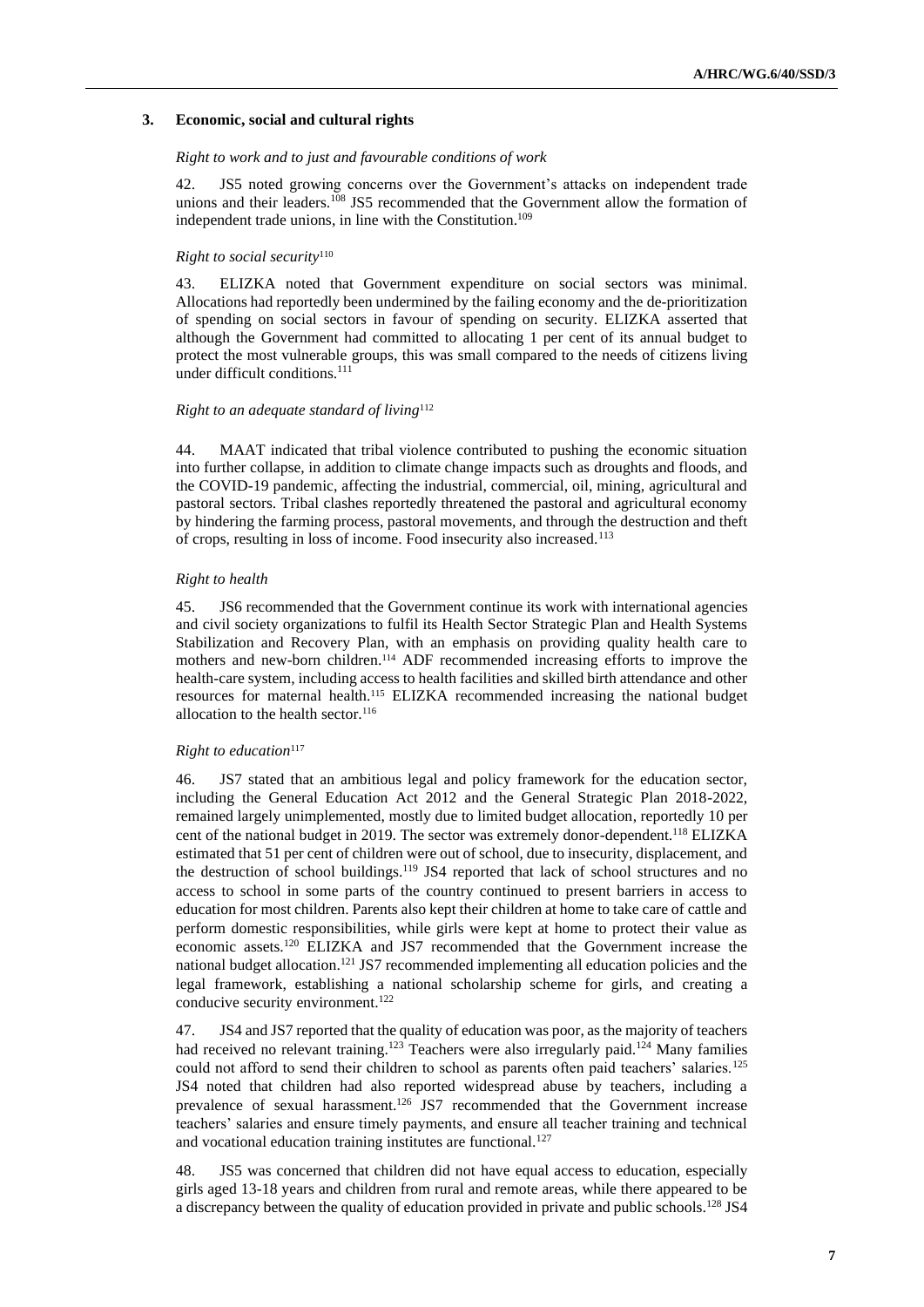### 3. Economic, social and cultural rights

*Right to work and to just and favourable conditions of work*

42. JS5 noted growing concerns over the Government's attacks on independent trade unions and their leaders.[108] JS5 recommended that the Government allow the formation of independent trade unions, in line with the Constitution.[109]

*Right to social security*[110]

43. ELIZKA noted that Government expenditure on social sectors was minimal. Allocations had reportedly been undermined by the failing economy and the de-prioritization of spending on social sectors in favour of spending on security. ELIZKA asserted that although the Government had committed to allocating 1 per cent of its annual budget to protect the most vulnerable groups, this was small compared to the needs of citizens living under difficult conditions.[111]

*Right to an adequate standard of living*[112]

44. MAAT indicated that tribal violence contributed to pushing the economic situation into further collapse, in addition to climate change impacts such as droughts and floods, and the COVID-19 pandemic, affecting the industrial, commercial, oil, mining, agricultural and pastoral sectors. Tribal clashes reportedly threatened the pastoral and agricultural economy by hindering the farming process, pastoral movements, and through the destruction and theft of crops, resulting in loss of income. Food insecurity also increased.[113]

*Right to health*

45. JS6 recommended that the Government continue its work with international agencies and civil society organizations to fulfil its Health Sector Strategic Plan and Health Systems Stabilization and Recovery Plan, with an emphasis on providing quality health care to mothers and new-born children.[114] ADF recommended increasing efforts to improve the health-care system, including access to health facilities and skilled birth attendance and other resources for maternal health.[115] ELIZKA recommended increasing the national budget allocation to the health sector.[116]

*Right to education*[117]

46. JS7 stated that an ambitious legal and policy framework for the education sector, including the General Education Act 2012 and the General Strategic Plan 2018-2022, remained largely unimplemented, mostly due to limited budget allocation, reportedly 10 per cent of the national budget in 2019. The sector was extremely donor-dependent.[118] ELIZKA estimated that 51 per cent of children were out of school, due to insecurity, displacement, and the destruction of school buildings.[119] JS4 reported that lack of school structures and no access to school in some parts of the country continued to present barriers in access to education for most children. Parents also kept their children at home to take care of cattle and perform domestic responsibilities, while girls were kept at home to protect their value as economic assets.[120] ELIZKA and JS7 recommended that the Government increase the national budget allocation.[121] JS7 recommended implementing all education policies and the legal framework, establishing a national scholarship scheme for girls, and creating a conducive security environment.[122]

47. JS4 and JS7 reported that the quality of education was poor, as the majority of teachers had received no relevant training.[123] Teachers were also irregularly paid.[124] Many families could not afford to send their children to school as parents often paid teachers' salaries.[125] JS4 noted that children had also reported widespread abuse by teachers, including a prevalence of sexual harassment.[126] JS7 recommended that the Government increase teachers' salaries and ensure timely payments, and ensure all teacher training and technical and vocational education training institutes are functional.[127]

48. JS5 was concerned that children did not have equal access to education, especially girls aged 13-18 years and children from rural and remote areas, while there appeared to be a discrepancy between the quality of education provided in private and public schools.[128] JS4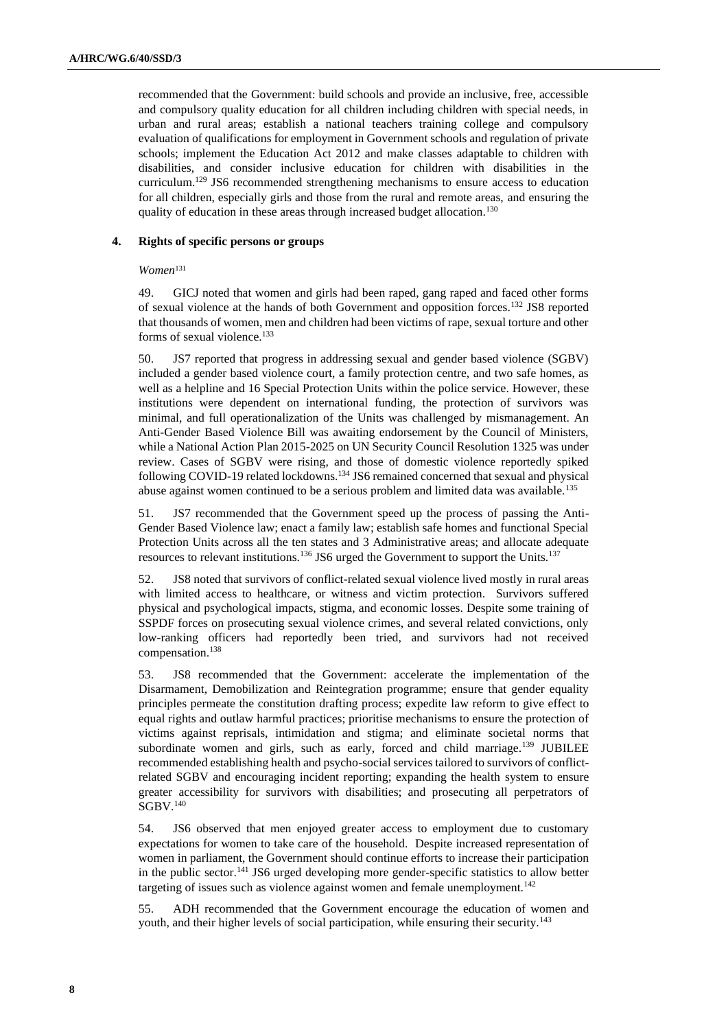recommended that the Government: build schools and provide an inclusive, free, accessible and compulsory quality education for all children including children with special needs, in urban and rural areas; establish a national teachers training college and compulsory evaluation of qualifications for employment in Government schools and regulation of private schools; implement the Education Act 2012 and make classes adaptable to children with disabilities, and consider inclusive education for children with disabilities in the curriculum.[129] JS6 recommended strengthening mechanisms to ensure access to education for all children, especially girls and those from the rural and remote areas, and ensuring the quality of education in these areas through increased budget allocation.[130]

### 4. Rights of specific persons or groups

*Women*[131]

49. GICJ noted that women and girls had been raped, gang raped and faced other forms of sexual violence at the hands of both Government and opposition forces.[132] JS8 reported that thousands of women, men and children had been victims of rape, sexual torture and other forms of sexual violence.[133]

50. JS7 reported that progress in addressing sexual and gender based violence (SGBV) included a gender based violence court, a family protection centre, and two safe homes, as well as a helpline and 16 Special Protection Units within the police service. However, these institutions were dependent on international funding, the protection of survivors was minimal, and full operationalization of the Units was challenged by mismanagement. An Anti-Gender Based Violence Bill was awaiting endorsement by the Council of Ministers, while a National Action Plan 2015-2025 on UN Security Council Resolution 1325 was under review. Cases of SGBV were rising, and those of domestic violence reportedly spiked following COVID-19 related lockdowns.[134] JS6 remained concerned that sexual and physical abuse against women continued to be a serious problem and limited data was available.[135]

51. JS7 recommended that the Government speed up the process of passing the Anti-Gender Based Violence law; enact a family law; establish safe homes and functional Special Protection Units across all the ten states and 3 Administrative areas; and allocate adequate resources to relevant institutions.[136] JS6 urged the Government to support the Units.[137]

52. JS8 noted that survivors of conflict-related sexual violence lived mostly in rural areas with limited access to healthcare, or witness and victim protection. Survivors suffered physical and psychological impacts, stigma, and economic losses. Despite some training of SSPDF forces on prosecuting sexual violence crimes, and several related convictions, only low-ranking officers had reportedly been tried, and survivors had not received compensation.[138]

53. JS8 recommended that the Government: accelerate the implementation of the Disarmament, Demobilization and Reintegration programme; ensure that gender equality principles permeate the constitution drafting process; expedite law reform to give effect to equal rights and outlaw harmful practices; prioritise mechanisms to ensure the protection of victims against reprisals, intimidation and stigma; and eliminate societal norms that subordinate women and girls, such as early, forced and child marriage.[139] JUBILEE recommended establishing health and psycho-social services tailored to survivors of conflict-related SGBV and encouraging incident reporting; expanding the health system to ensure greater accessibility for survivors with disabilities; and prosecuting all perpetrators of SGBV.[140]

54. JS6 observed that men enjoyed greater access to employment due to customary expectations for women to take care of the household. Despite increased representation of women in parliament, the Government should continue efforts to increase their participation in the public sector.[141] JS6 urged developing more gender-specific statistics to allow better targeting of issues such as violence against women and female unemployment.[142]

55. ADH recommended that the Government encourage the education of women and youth, and their higher levels of social participation, while ensuring their security.[143]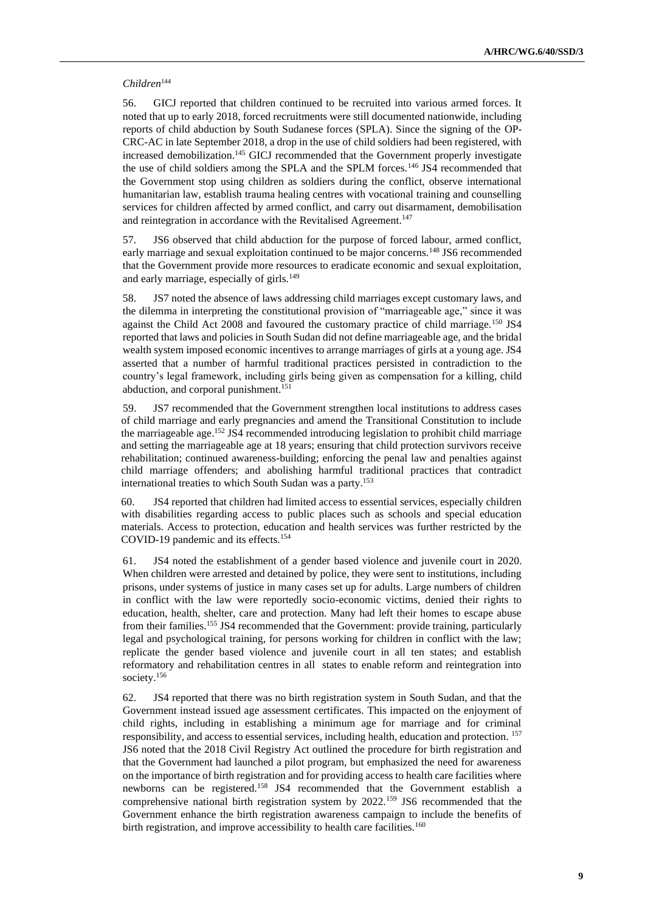*Children*[144]

56. GICJ reported that children continued to be recruited into various armed forces. It noted that up to early 2018, forced recruitments were still documented nationwide, including reports of child abduction by South Sudanese forces (SPLA). Since the signing of the OP-CRC-AC in late September 2018, a drop in the use of child soldiers had been registered, with increased demobilization.[145] GICJ recommended that the Government properly investigate the use of child soldiers among the SPLA and the SPLM forces.[146] JS4 recommended that the Government stop using children as soldiers during the conflict, observe international humanitarian law, establish trauma healing centres with vocational training and counselling services for children affected by armed conflict, and carry out disarmament, demobilisation and reintegration in accordance with the Revitalised Agreement.[147]

57. JS6 observed that child abduction for the purpose of forced labour, armed conflict, early marriage and sexual exploitation continued to be major concerns.[148] JS6 recommended that the Government provide more resources to eradicate economic and sexual exploitation, and early marriage, especially of girls.[149]

58. JS7 noted the absence of laws addressing child marriages except customary laws, and the dilemma in interpreting the constitutional provision of "marriageable age," since it was against the Child Act 2008 and favoured the customary practice of child marriage.[150] JS4 reported that laws and policies in South Sudan did not define marriageable age, and the bridal wealth system imposed economic incentives to arrange marriages of girls at a young age. JS4 asserted that a number of harmful traditional practices persisted in contradiction to the country's legal framework, including girls being given as compensation for a killing, child abduction, and corporal punishment.[151]

59. JS7 recommended that the Government strengthen local institutions to address cases of child marriage and early pregnancies and amend the Transitional Constitution to include the marriageable age.[152] JS4 recommended introducing legislation to prohibit child marriage and setting the marriageable age at 18 years; ensuring that child protection survivors receive rehabilitation; continued awareness-building; enforcing the penal law and penalties against child marriage offenders; and abolishing harmful traditional practices that contradict international treaties to which South Sudan was a party.[153]

60. JS4 reported that children had limited access to essential services, especially children with disabilities regarding access to public places such as schools and special education materials. Access to protection, education and health services was further restricted by the COVID-19 pandemic and its effects.[154]

61. JS4 noted the establishment of a gender based violence and juvenile court in 2020. When children were arrested and detained by police, they were sent to institutions, including prisons, under systems of justice in many cases set up for adults. Large numbers of children in conflict with the law were reportedly socio-economic victims, denied their rights to education, health, shelter, care and protection. Many had left their homes to escape abuse from their families.[155] JS4 recommended that the Government: provide training, particularly legal and psychological training, for persons working for children in conflict with the law; replicate the gender based violence and juvenile court in all ten states; and establish reformatory and rehabilitation centres in all states to enable reform and reintegration into society.[156]

62. JS4 reported that there was no birth registration system in South Sudan, and that the Government instead issued age assessment certificates. This impacted on the enjoyment of child rights, including in establishing a minimum age for marriage and for criminal responsibility, and access to essential services, including health, education and protection.[157] JS6 noted that the 2018 Civil Registry Act outlined the procedure for birth registration and that the Government had launched a pilot program, but emphasized the need for awareness on the importance of birth registration and for providing access to health care facilities where newborns can be registered.[158] JS4 recommended that the Government establish a comprehensive national birth registration system by 2022.[159] JS6 recommended that the Government enhance the birth registration awareness campaign to include the benefits of birth registration, and improve accessibility to health care facilities.[160]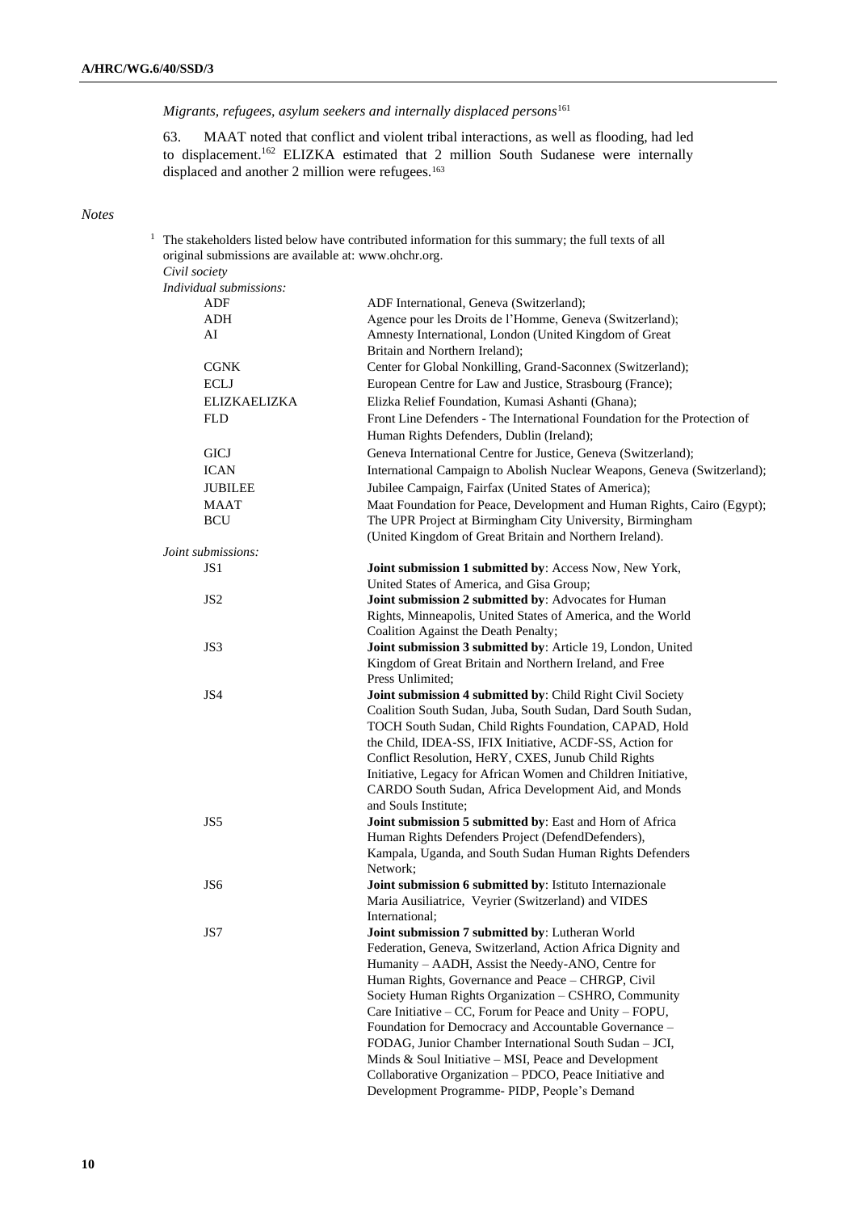*Migrants, refugees, asylum seekers and internally displaced persons*[161]

63. MAAT noted that conflict and violent tribal interactions, as well as flooding, had led to displacement.[162] ELIZKA estimated that 2 million South Sudanese were internally displaced and another 2 million were refugees.[163]

*Notes*

[1] The stakeholders listed below have contributed information for this summary; the full texts of all original submissions are available at: www.ohchr.org.

*Civil society*

*Individual submissions:*

| | |
|---|---|
| ADF | ADF International, Geneva (Switzerland); |
| ADH | Agence pour les Droits de l'Homme, Geneva (Switzerland); |
| AI | Amnesty International, London (United Kingdom of Great Britain and Northern Ireland); |
| CGNK | Center for Global Nonkilling, Grand-Saconnex (Switzerland); |
| ECLJ | European Centre for Law and Justice, Strasbourg (France); |
| ELIZKAELIZKA | Elizka Relief Foundation, Kumasi Ashanti (Ghana); |
| FLD | Front Line Defenders - The International Foundation for the Protection of Human Rights Defenders, Dublin (Ireland); |
| GICJ | Geneva International Centre for Justice, Geneva (Switzerland); |
| ICAN | International Campaign to Abolish Nuclear Weapons, Geneva (Switzerland); |
| JUBILEE | Jubilee Campaign, Fairfax (United States of America); |
| MAAT | Maat Foundation for Peace, Development and Human Rights, Cairo (Egypt); |
| BCU | The UPR Project at Birmingham City University, Birmingham (United Kingdom of Great Britain and Northern Ireland). |

*Joint submissions:*

| | |
|---|---|
| JS1 | **Joint submission 1 submitted by**: Access Now, New York, United States of America, and Gisa Group; |
| JS2 | **Joint submission 2 submitted by**: Advocates for Human Rights, Minneapolis, United States of America, and the World Coalition Against the Death Penalty; |
| JS3 | **Joint submission 3 submitted by**: Article 19, London, United Kingdom of Great Britain and Northern Ireland, and Free Press Unlimited; |
| JS4 | **Joint submission 4 submitted by**: Child Right Civil Society Coalition South Sudan, Juba, South Sudan, Dard South Sudan, TOCH South Sudan, Child Rights Foundation, CAPAD, Hold the Child, IDEA-SS, IFIX Initiative, ACDF-SS, Action for Conflict Resolution, HeRY, CXES, Junub Child Rights Initiative, Legacy for African Women and Children Initiative, CARDO South Sudan, Africa Development Aid, and Monds and Souls Institute; |
| JS5 | **Joint submission 5 submitted by**: East and Horn of Africa Human Rights Defenders Project (DefendDefenders), Kampala, Uganda, and South Sudan Human Rights Defenders Network; |
| JS6 | **Joint submission 6 submitted by**: Istituto Internazionale Maria Ausiliatrice, Veyrier (Switzerland) and VIDES International; |
| JS7 | **Joint submission 7 submitted by**: Lutheran World Federation, Geneva, Switzerland, Action Africa Dignity and Humanity – AADH, Assist the Needy-ANO, Centre for Human Rights, Governance and Peace – CHRGP, Civil Society Human Rights Organization – CSHRO, Community Care Initiative – CC, Forum for Peace and Unity – FOPU, Foundation for Democracy and Accountable Governance – FODAG, Junior Chamber International South Sudan – JCI, Minds & Soul Initiative – MSI, Peace and Development Collaborative Organization – PDCO, Peace Initiative and Development Programme- PIDP, People's Demand |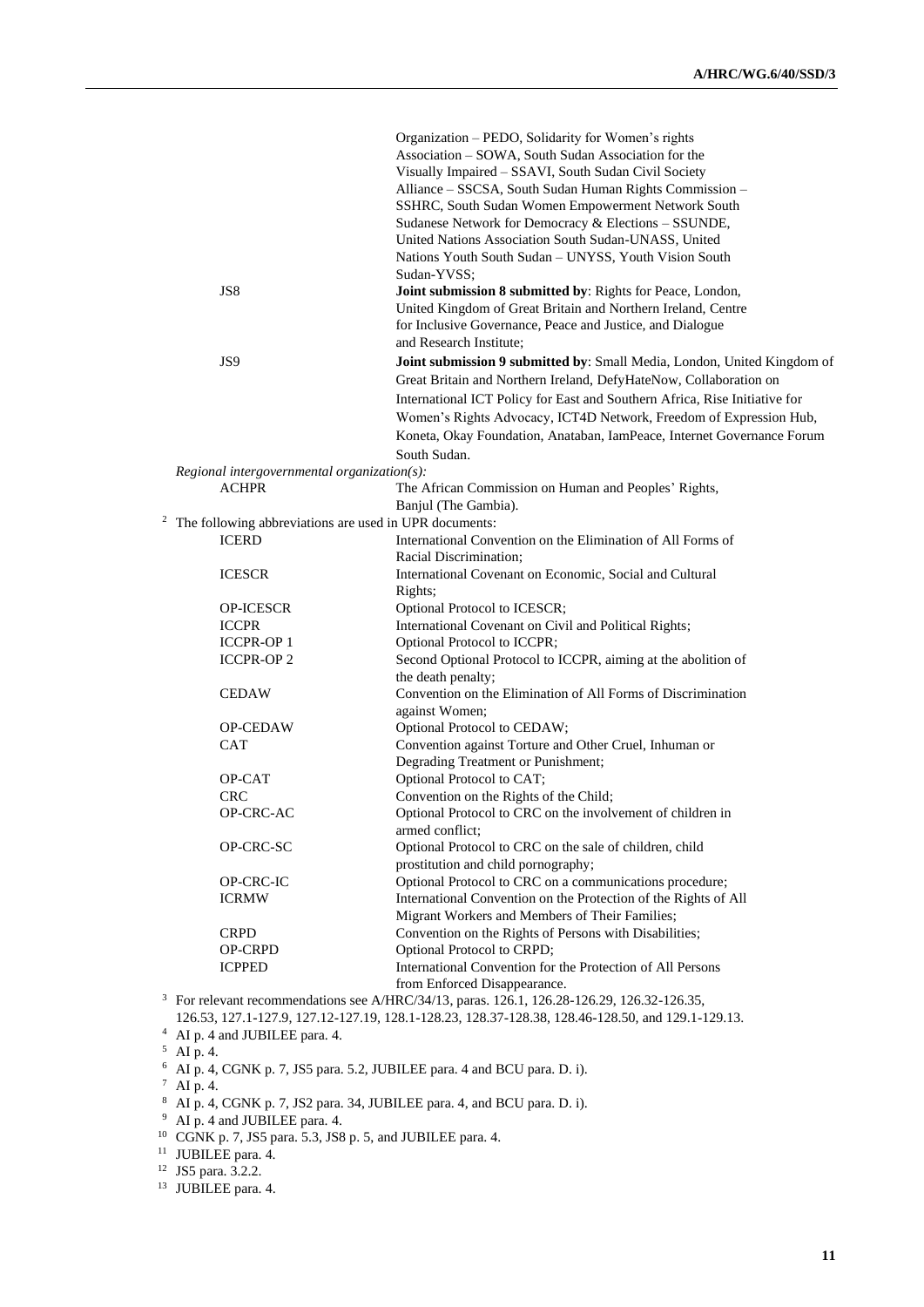| | |
|---|---|
| | Organization – PEDO, Solidarity for Women's rights Association – SOWA, South Sudan Association for the Visually Impaired – SSAVI, South Sudan Civil Society Alliance – SSCSA, South Sudan Human Rights Commission – SSHRC, South Sudan Women Empowerment Network South Sudanese Network for Democracy & Elections – SSUNDE, United Nations Association South Sudan-UNASS, United Nations Youth South Sudan – UNYSS, Youth Vision South Sudan-YVSS; |
| JS8 | **Joint submission 8 submitted by**: Rights for Peace, London, United Kingdom of Great Britain and Northern Ireland, Centre for Inclusive Governance, Peace and Justice, and Dialogue and Research Institute; |
| JS9 | **Joint submission 9 submitted by**: Small Media, London, United Kingdom of Great Britain and Northern Ireland, DefyHateNow, Collaboration on International ICT Policy for East and Southern Africa, Rise Initiative for Women's Rights Advocacy, ICT4D Network, Freedom of Expression Hub, Koneta, Okay Foundation, Anataban, IamPeace, Internet Governance Forum South Sudan. |

*Regional intergovernmental organization(s):*

| | |
|---|---|
| ACHPR | The African Commission on Human and Peoples' Rights, Banjul (The Gambia). |

[2] The following abbreviations are used in UPR documents:

| | |
|---|---|
| ICERD | International Convention on the Elimination of All Forms of Racial Discrimination; |
| ICESCR | International Covenant on Economic, Social and Cultural Rights; |
| OP-ICESCR | Optional Protocol to ICESCR; |
| ICCPR | International Covenant on Civil and Political Rights; |
| ICCPR-OP 1 | Optional Protocol to ICCPR; |
| ICCPR-OP 2 | Second Optional Protocol to ICCPR, aiming at the abolition of the death penalty; |
| CEDAW | Convention on the Elimination of All Forms of Discrimination against Women; |
| OP-CEDAW | Optional Protocol to CEDAW; |
| CAT | Convention against Torture and Other Cruel, Inhuman or Degrading Treatment or Punishment; |
| OP-CAT | Optional Protocol to CAT; |
| CRC | Convention on the Rights of the Child; |
| OP-CRC-AC | Optional Protocol to CRC on the involvement of children in armed conflict; |
| OP-CRC-SC | Optional Protocol to CRC on the sale of children, child prostitution and child pornography; |
| OP-CRC-IC | Optional Protocol to CRC on a communications procedure; |
| ICRMW | International Convention on the Protection of the Rights of All Migrant Workers and Members of Their Families; |
| CRPD | Convention on the Rights of Persons with Disabilities; |
| OP-CRPD | Optional Protocol to CRPD; |
| ICPPED | International Convention for the Protection of All Persons from Enforced Disappearance. |

[3] For relevant recommendations see A/HRC/34/13, paras. 126.1, 126.28-126.29, 126.32-126.35, 126.53, 127.1-127.9, 127.12-127.19, 128.1-128.23, 128.37-128.38, 128.46-128.50, and 129.1-129.13.

[4] AI p. 4 and JUBILEE para. 4.

[5] AI p. 4.

[6] AI p. 4, CGNK p. 7, JS5 para. 5.2, JUBILEE para. 4 and BCU para. D. i).

[7] AI p. 4.

[8] AI p. 4, CGNK p. 7, JS2 para. 34, JUBILEE para. 4, and BCU para. D. i).

[9] AI p. 4 and JUBILEE para. 4.

[10] CGNK p. 7, JS5 para. 5.3, JS8 p. 5, and JUBILEE para. 4.

[11] JUBILEE para. 4.

[12] JS5 para. 3.2.2.

[13] JUBILEE para. 4.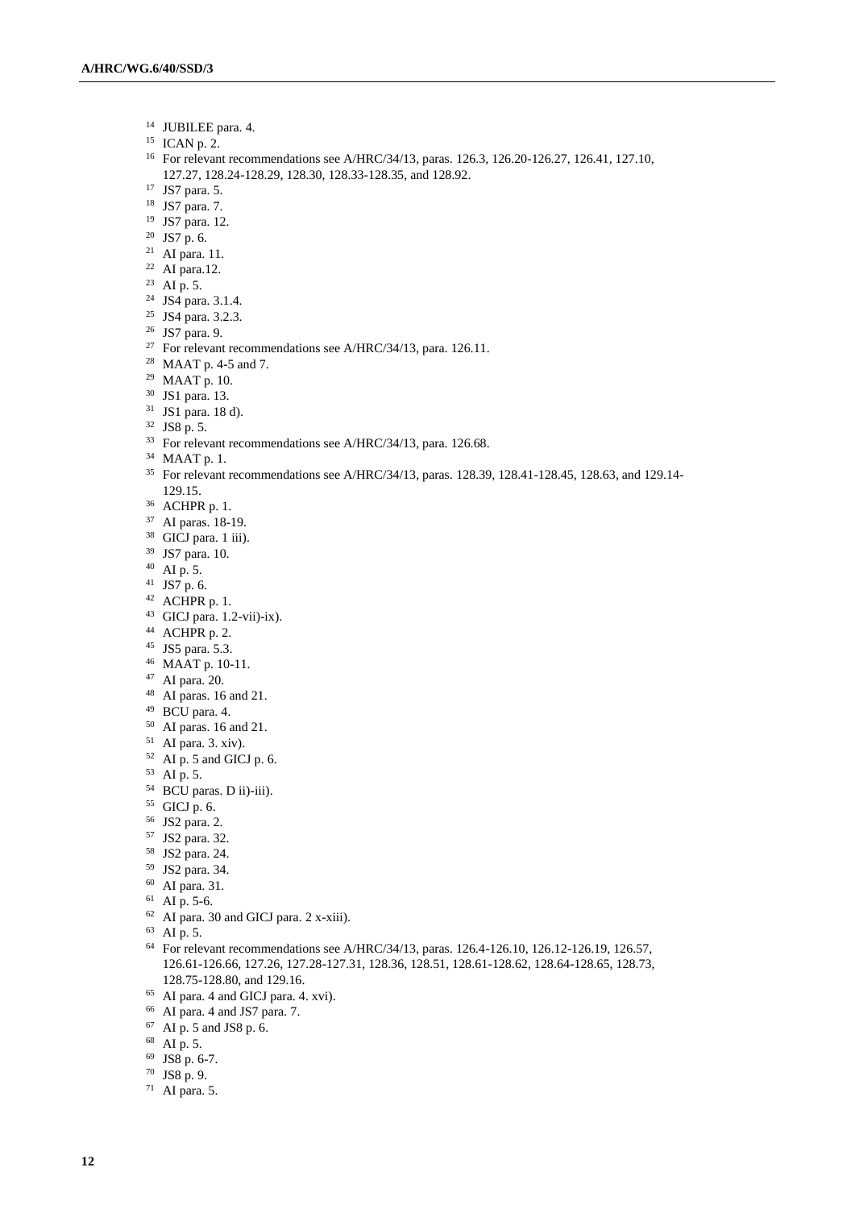[14] JUBILEE para. 4.

[15] ICAN p. 2.

[16] For relevant recommendations see A/HRC/34/13, paras. 126.3, 126.20-126.27, 126.41, 127.10, 127.27, 128.24-128.29, 128.30, 128.33-128.35, and 128.92.

[17] JS7 para. 5.

[18] JS7 para. 7.

[19] JS7 para. 12.

[20] JS7 p. 6.

[21] AI para. 11.

[22] AI para.12.

[23] AI p. 5.

[24] JS4 para. 3.1.4.

[25] JS4 para. 3.2.3.

[26] JS7 para. 9.

[27] For relevant recommendations see A/HRC/34/13, para. 126.11.

[28] MAAT p. 4-5 and 7.

[29] MAAT p. 10.

[30] JS1 para. 13.

[31] JS1 para. 18 d).

[32] JS8 p. 5.

[33] For relevant recommendations see A/HRC/34/13, para. 126.68.

[34] MAAT p. 1.

[35] For relevant recommendations see A/HRC/34/13, paras. 128.39, 128.41-128.45, 128.63, and 129.14-129.15.

[36] ACHPR p. 1.

[37] AI paras. 18-19.

[38] GICJ para. 1 iii).

[39] JS7 para. 10.

[40] AI p. 5.

[41] JS7 p. 6.

[42] ACHPR p. 1.

[43] GICJ para. 1.2-vii)-ix).

[44] ACHPR p. 2.

[45] JS5 para. 5.3.

[46] MAAT p. 10-11.

[47] AI para. 20.

[48] AI paras. 16 and 21.

[49] BCU para. 4.

[50] AI paras. 16 and 21.

[51] AI para. 3. xiv).

[52] AI p. 5 and GICJ p. 6.

[53] AI p. 5.

[54] BCU paras. D ii)-iii).

[55] GICJ p. 6.

[56] JS2 para. 2.

[57] JS2 para. 32.

[58] JS2 para. 24.

[59] JS2 para. 34.

[60] AI para. 31.

[61] AI p. 5-6.

[62] AI para. 30 and GICJ para. 2 x-xiii).

[63] AI p. 5.

[64] For relevant recommendations see A/HRC/34/13, paras. 126.4-126.10, 126.12-126.19, 126.57, 126.61-126.66, 127.26, 127.28-127.31, 128.36, 128.51, 128.61-128.62, 128.64-128.65, 128.73, 128.75-128.80, and 129.16.

[65] AI para. 4 and GICJ para. 4. xvi).

[66] AI para. 4 and JS7 para. 7.

[67] AI p. 5 and JS8 p. 6.

[68] AI p. 5.

[69] JS8 p. 6-7.

[70] JS8 p. 9.

[71] AI para. 5.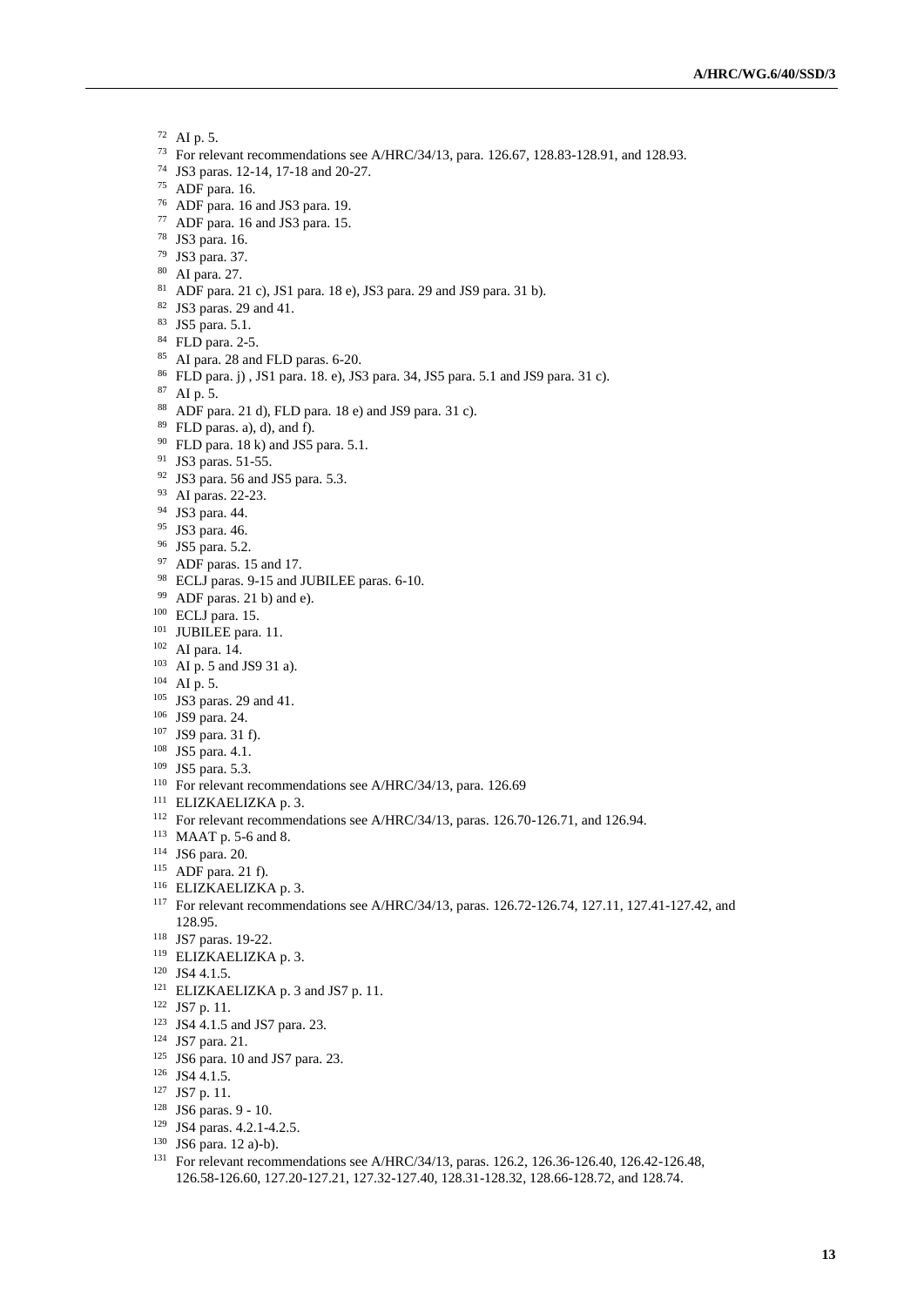[72] AI p. 5.

[73] For relevant recommendations see A/HRC/34/13, para. 126.67, 128.83-128.91, and 128.93.

[74] JS3 paras. 12-14, 17-18 and 20-27.

[75] ADF para. 16.

[76] ADF para. 16 and JS3 para. 19.

[77] ADF para. 16 and JS3 para. 15.

[78] JS3 para. 16.

[79] JS3 para. 37.

[80] AI para. 27.

[81] ADF para. 21 c), JS1 para. 18 e), JS3 para. 29 and JS9 para. 31 b).

[82] JS3 paras. 29 and 41.

[83] JS5 para. 5.1.

[84] FLD para. 2-5.

[85] AI para. 28 and FLD paras. 6-20.

[86] FLD para. j) , JS1 para. 18. e), JS3 para. 34, JS5 para. 5.1 and JS9 para. 31 c).

[87] AI p. 5.

[88] ADF para. 21 d), FLD para. 18 e) and JS9 para. 31 c).

[89] FLD paras. a), d), and f).

[90] FLD para. 18 k) and JS5 para. 5.1.

[91] JS3 paras. 51-55.

[92] JS3 para. 56 and JS5 para. 5.3.

[93] AI paras. 22-23.

[94] JS3 para. 44.

[95] JS3 para. 46.

[96] JS5 para. 5.2.

[97] ADF paras. 15 and 17.

[98] ECLJ paras. 9-15 and JUBILEE paras. 6-10.

[99] ADF paras. 21 b) and e).

[100] ECLJ para. 15.

[101] JUBILEE para. 11.

[102] AI para. 14.

[103] AI p. 5 and JS9 31 a).

[104] AI p. 5.

[105] JS3 paras. 29 and 41.

[106] JS9 para. 24.

[107] JS9 para. 31 f).

[108] JS5 para. 4.1.

[109] JS5 para. 5.3.

[110] For relevant recommendations see A/HRC/34/13, para. 126.69

[111] ELIZKAELIZKA p. 3.

[112] For relevant recommendations see A/HRC/34/13, paras. 126.70-126.71, and 126.94.

[113] MAAT p. 5-6 and 8.

[114] JS6 para. 20.

[115] ADF para. 21 f).

[116] ELIZKAELIZKA p. 3.

[117] For relevant recommendations see A/HRC/34/13, paras. 126.72-126.74, 127.11, 127.41-127.42, and 128.95.

[118] JS7 paras. 19-22.

[119] ELIZKAELIZKA p. 3.

[120] JS4 4.1.5.

[121] ELIZKAELIZKA p. 3 and JS7 p. 11.

[122] JS7 p. 11.

[123] JS4 4.1.5 and JS7 para. 23.

[124] JS7 para. 21.

[125] JS6 para. 10 and JS7 para. 23.

[126] JS4 4.1.5.

[127] JS7 p. 11.

[128] JS6 paras. 9 - 10.

[129] JS4 paras. 4.2.1-4.2.5.

[130] JS6 para. 12 a)-b).

[131] For relevant recommendations see A/HRC/34/13, paras. 126.2, 126.36-126.40, 126.42-126.48, 126.58-126.60, 127.20-127.21, 127.32-127.40, 128.31-128.32, 128.66-128.72, and 128.74.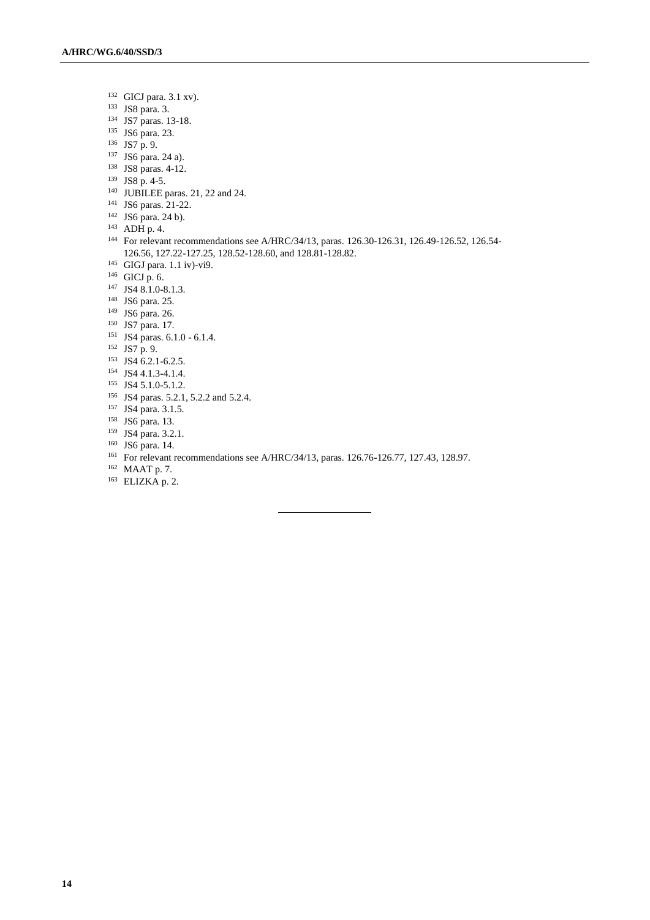[132] GICJ para. 3.1 xv).
[133] JS8 para. 3.
[134] JS7 paras. 13-18.
[135] JS6 para. 23.
[136] JS7 p. 9.
[137] JS6 para. 24 a).
[138] JS8 paras. 4-12.
[139] JS8 p. 4-5.
[140] JUBILEE paras. 21, 22 and 24.
[141] JS6 paras. 21-22.
[142] JS6 para. 24 b).
[143] ADH p. 4.
[144] For relevant recommendations see A/HRC/34/13, paras. 126.30-126.31, 126.49-126.52, 126.54-126.56, 127.22-127.25, 128.52-128.60, and 128.81-128.82.
[145] GIGJ para. 1.1 iv)-vi9.
[146] GICJ p. 6.
[147] JS4 8.1.0-8.1.3.
[148] JS6 para. 25.
[149] JS6 para. 26.
[150] JS7 para. 17.
[151] JS4 paras. 6.1.0 - 6.1.4.
[152] JS7 p. 9.
[153] JS4 6.2.1-6.2.5.
[154] JS4 4.1.3-4.1.4.
[155] JS4 5.1.0-5.1.2.
[156] JS4 paras. 5.2.1, 5.2.2 and 5.2.4.
[157] JS4 para. 3.1.5.
[158] JS6 para. 13.
[159] JS4 para. 3.2.1.
[160] JS6 para. 14.
[161] For relevant recommendations see A/HRC/34/13, paras. 126.76-126.77, 127.43, 128.97.
[162] MAAT p. 7.
[163] ELIZKA p. 2.